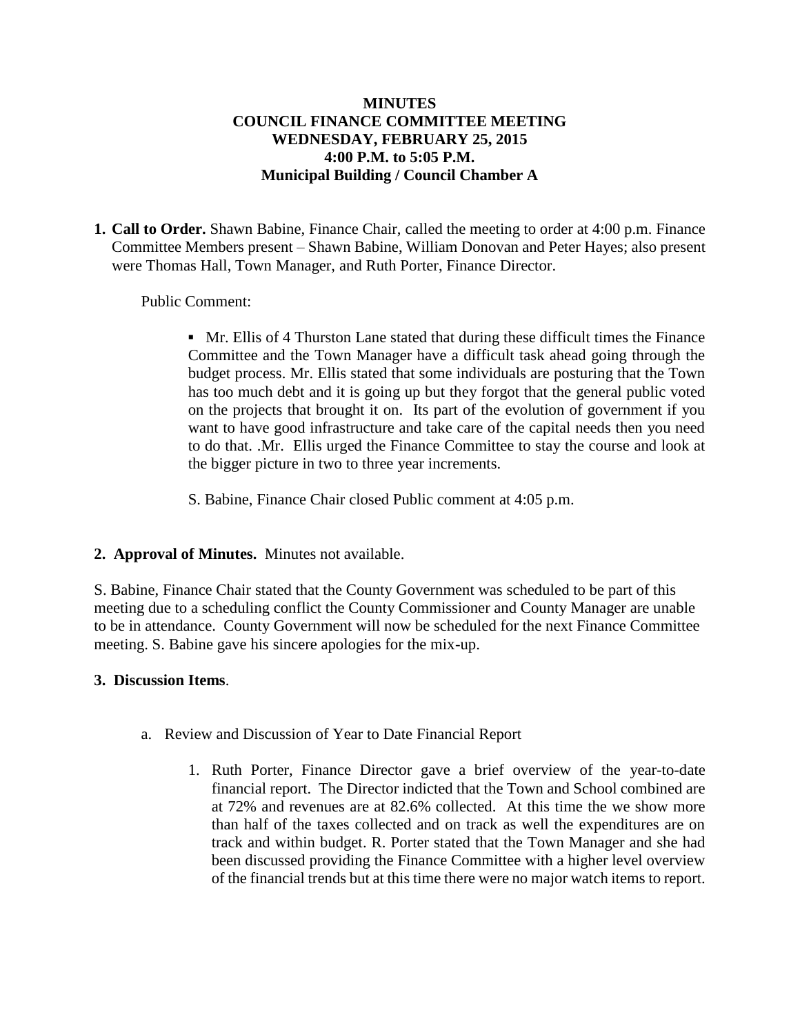# MINUTES
## COUNCIL FINANCE COMMITTEE MEETING
## WEDNESDAY, FEBRUARY 25, 2015
## 4:00 P.M. to 5:05 P.M.
## Municipal Building / Council Chamber A

1. **Call to Order.** Shawn Babine, Finance Chair, called the meeting to order at 4:00 p.m. Finance Committee Members present – Shawn Babine, William Donovan and Peter Hayes; also present were Thomas Hall, Town Manager, and Ruth Porter, Finance Director.

   Public Comment:

   - Mr. Ellis of 4 Thurston Lane stated that during these difficult times the Finance Committee and the Town Manager have a difficult task ahead going through the budget process. Mr. Ellis stated that some individuals are posturing that the Town has too much debt and it is going up but they forgot that the general public voted on the projects that brought it on. Its part of the evolution of government if you want to have good infrastructure and take care of the capital needs then you need to do that. .Mr. Ellis urged the Finance Committee to stay the course and look at the bigger picture in two to three year increments.

   S. Babine, Finance Chair closed Public comment at 4:05 p.m.

2. **Approval of Minutes.** Minutes not available.

S. Babine, Finance Chair stated that the County Government was scheduled to be part of this meeting due to a scheduling conflict the County Commissioner and County Manager are unable to be in attendance. County Government will now be scheduled for the next Finance Committee meeting. S. Babine gave his sincere apologies for the mix-up.

3. **Discussion Items**.

   a. Review and Discussion of Year to Date Financial Report

      1. Ruth Porter, Finance Director gave a brief overview of the year-to-date financial report. The Director indicted that the Town and School combined are at 72% and revenues are at 82.6% collected. At this time the we show more than half of the taxes collected and on track as well the expenditures are on track and within budget. R. Porter stated that the Town Manager and she had been discussed providing the Finance Committee with a higher level overview of the financial trends but at this time there were no major watch items to report.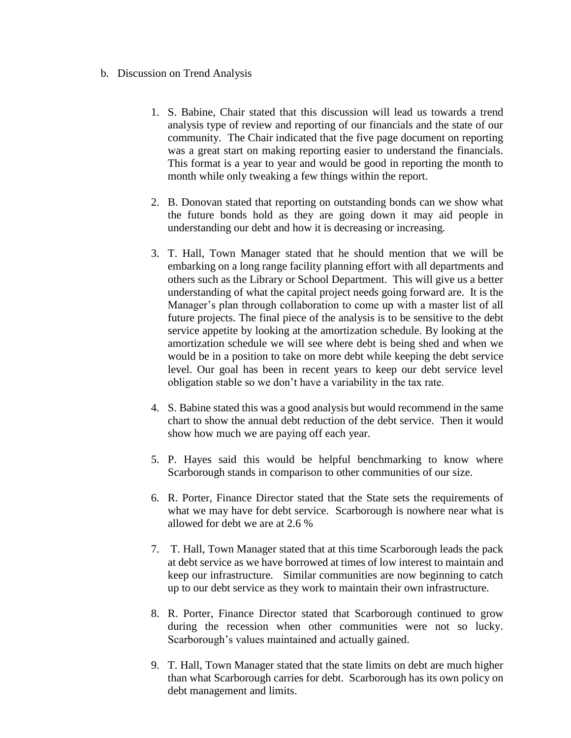b. Discussion on Trend Analysis

1. S. Babine, Chair stated that this discussion will lead us towards a trend analysis type of review and reporting of our financials and the state of our community. The Chair indicated that the five page document on reporting was a great start on making reporting easier to understand the financials. This format is a year to year and would be good in reporting the month to month while only tweaking a few things within the report.

2. B. Donovan stated that reporting on outstanding bonds can we show what the future bonds hold as they are going down it may aid people in understanding our debt and how it is decreasing or increasing.

3. T. Hall, Town Manager stated that he should mention that we will be embarking on a long range facility planning effort with all departments and others such as the Library or School Department. This will give us a better understanding of what the capital project needs going forward are. It is the Manager's plan through collaboration to come up with a master list of all future projects. The final piece of the analysis is to be sensitive to the debt service appetite by looking at the amortization schedule. By looking at the amortization schedule we will see where debt is being shed and when we would be in a position to take on more debt while keeping the debt service level. Our goal has been in recent years to keep our debt service level obligation stable so we don't have a variability in the tax rate.

4. S. Babine stated this was a good analysis but would recommend in the same chart to show the annual debt reduction of the debt service. Then it would show how much we are paying off each year.

5. P. Hayes said this would be helpful benchmarking to know where Scarborough stands in comparison to other communities of our size.

6. R. Porter, Finance Director stated that the State sets the requirements of what we may have for debt service. Scarborough is nowhere near what is allowed for debt we are at 2.6 %

7. T. Hall, Town Manager stated that at this time Scarborough leads the pack at debt service as we have borrowed at times of low interest to maintain and keep our infrastructure. Similar communities are now beginning to catch up to our debt service as they work to maintain their own infrastructure.

8. R. Porter, Finance Director stated that Scarborough continued to grow during the recession when other communities were not so lucky. Scarborough's values maintained and actually gained.

9. T. Hall, Town Manager stated that the state limits on debt are much higher than what Scarborough carries for debt. Scarborough has its own policy on debt management and limits.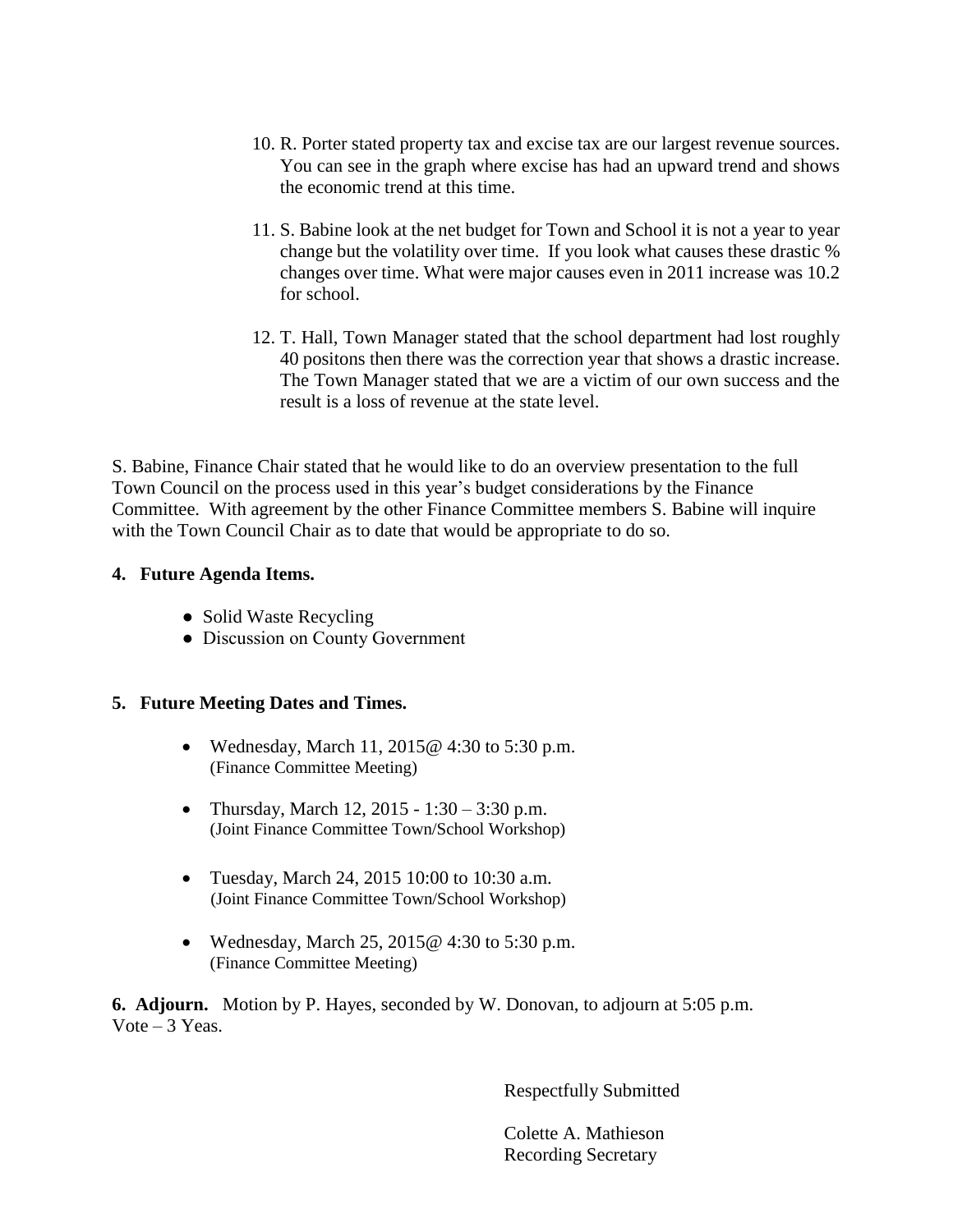10. R. Porter stated property tax and excise tax are our largest revenue sources. You can see in the graph where excise has had an upward trend and shows the economic trend at this time.

11. S. Babine look at the net budget for Town and School it is not a year to year change but the volatility over time. If you look what causes these drastic % changes over time. What were major causes even in 2011 increase was 10.2 for school.

12. T. Hall, Town Manager stated that the school department had lost roughly 40 positons then there was the correction year that shows a drastic increase. The Town Manager stated that we are a victim of our own success and the result is a loss of revenue at the state level.

S. Babine, Finance Chair stated that he would like to do an overview presentation to the full Town Council on the process used in this year's budget considerations by the Finance Committee. With agreement by the other Finance Committee members S. Babine will inquire with the Town Council Chair as to date that would be appropriate to do so.

**4. Future Agenda Items.**

- Solid Waste Recycling
- Discussion on County Government

**5. Future Meeting Dates and Times.**

- Wednesday, March 11, 2015@ 4:30 to 5:30 p.m.
  (Finance Committee Meeting)

- Thursday, March 12, 2015 - 1:30 – 3:30 p.m.
  (Joint Finance Committee Town/School Workshop)

- Tuesday, March 24, 2015 10:00 to 10:30 a.m.
  (Joint Finance Committee Town/School Workshop)

- Wednesday, March 25, 2015@ 4:30 to 5:30 p.m.
  (Finance Committee Meeting)

**6. Adjourn.** Motion by P. Hayes, seconded by W. Donovan, to adjourn at 5:05 p.m. Vote – 3 Yeas.

Respectfully Submitted

Colette A. Mathieson
Recording Secretary